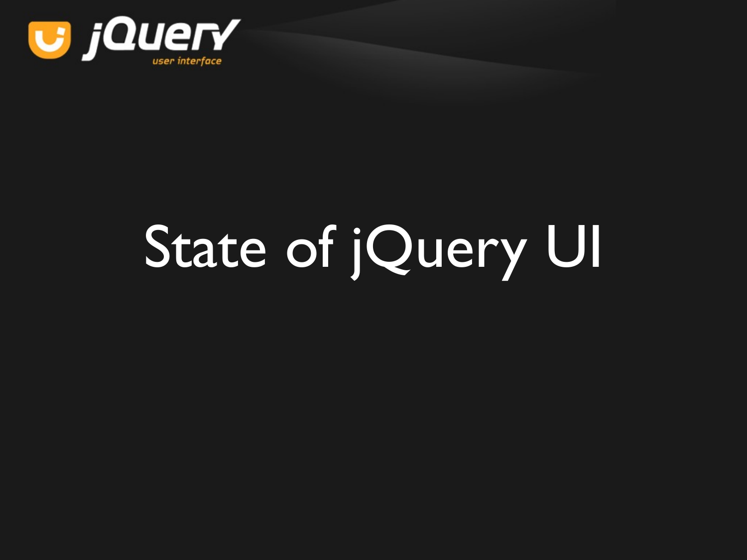# State of jQuery UI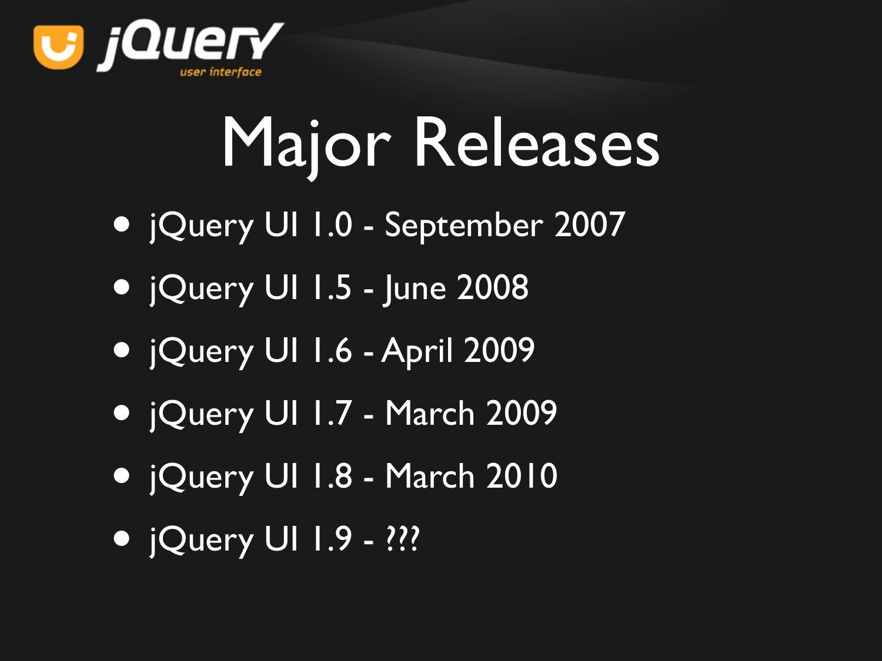# Major Releases

- jQuery UI 1.0 - September 2007
- jQuery UI 1.5 - June 2008
- jQuery UI 1.6 - April 2009
- jQuery UI 1.7 - March 2009
- jQuery UI 1.8 - March 2010
- jQuery UI 1.9 - ???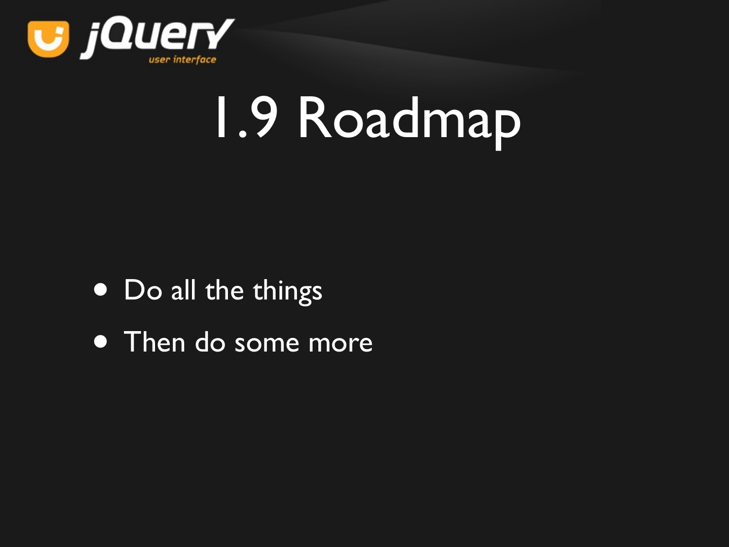# 1.9 Roadmap

- Do all the things
- Then do some more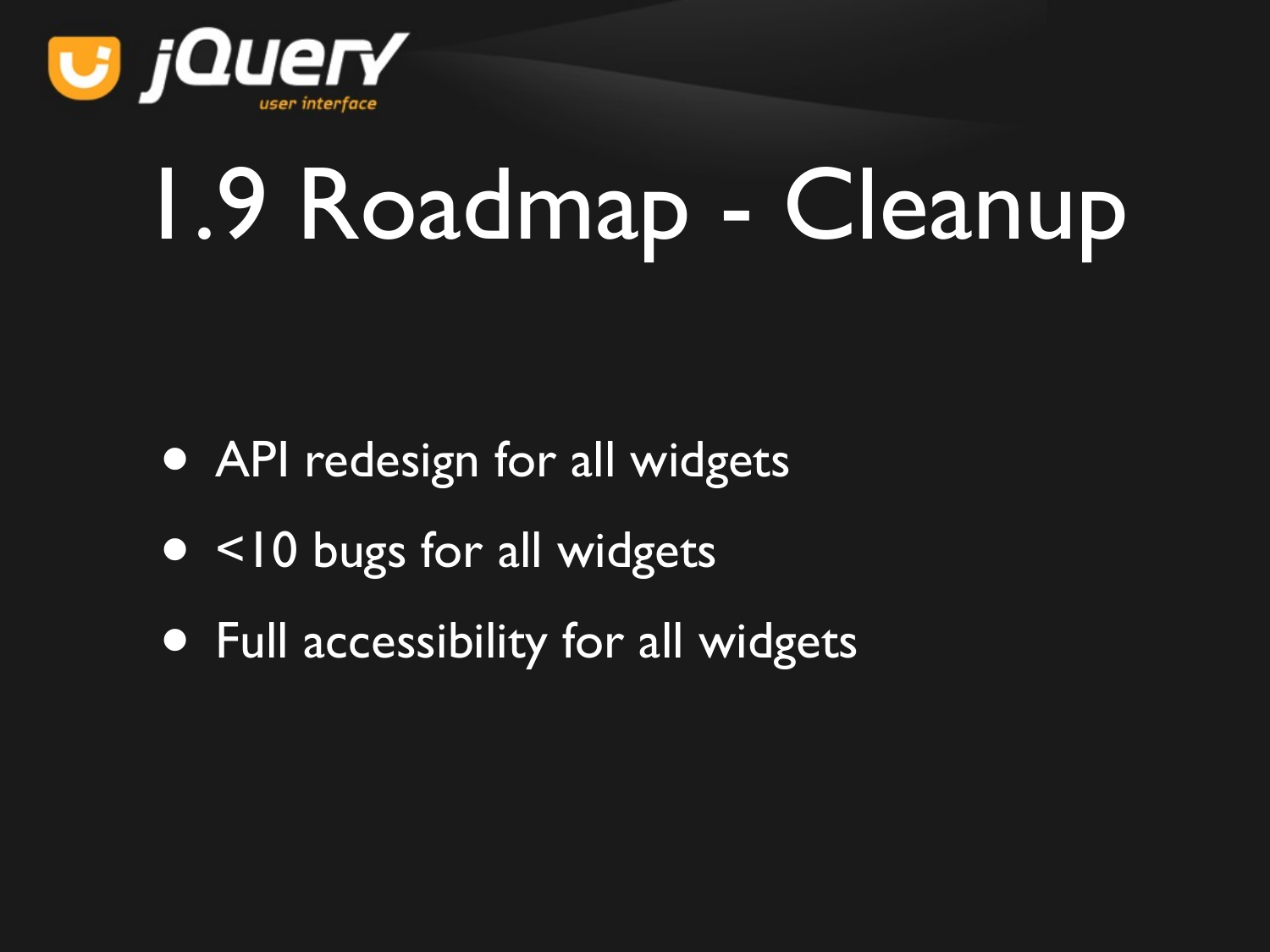# 1.9 Roadmap - Cleanup

- API redesign for all widgets
- <10 bugs for all widgets
- Full accessibility for all widgets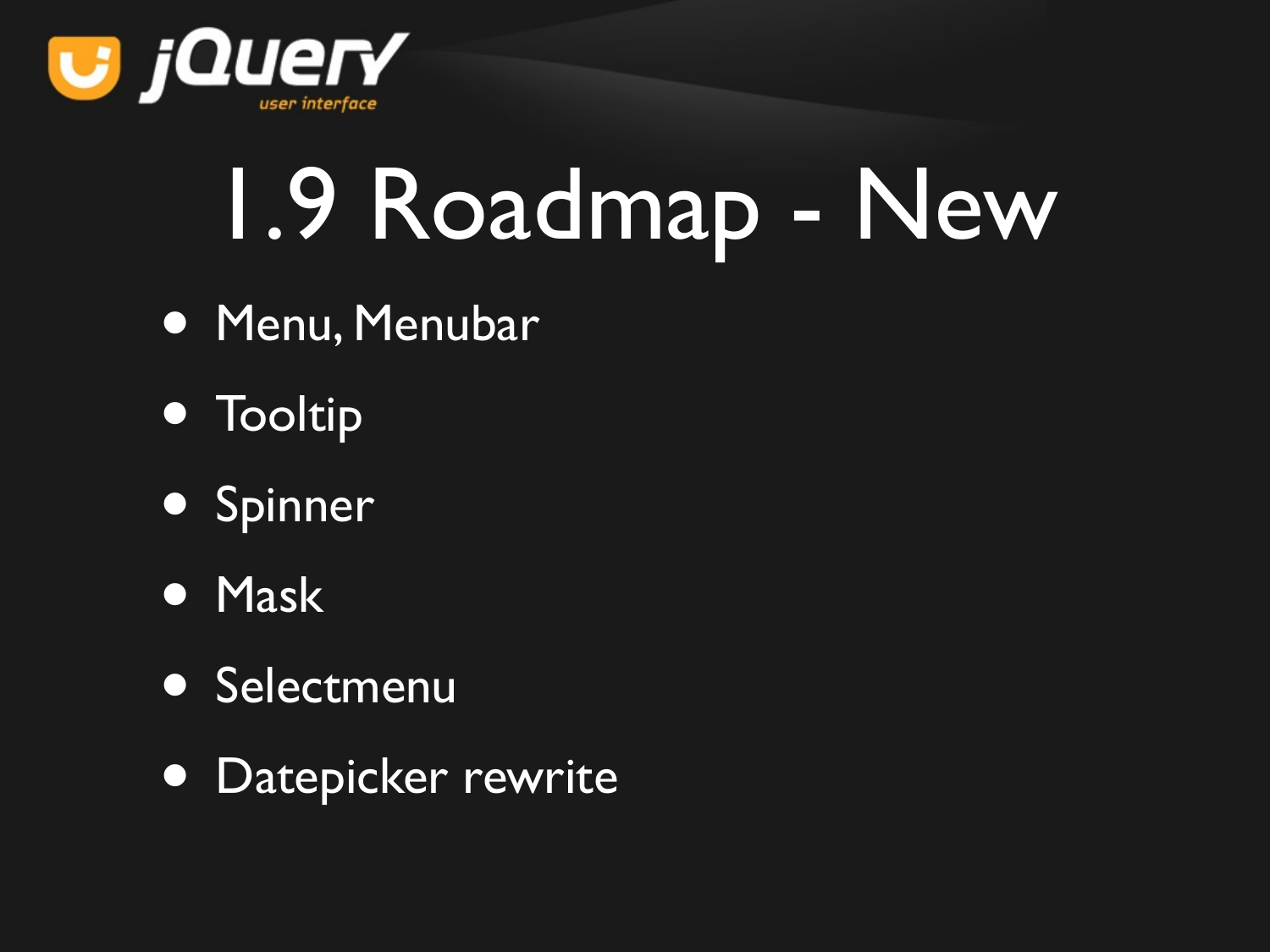jQuery user interface

# 1.9 Roadmap - New

- Menu, Menubar
- Tooltip
- Spinner
- Mask
- Selectmenu
- Datepicker rewrite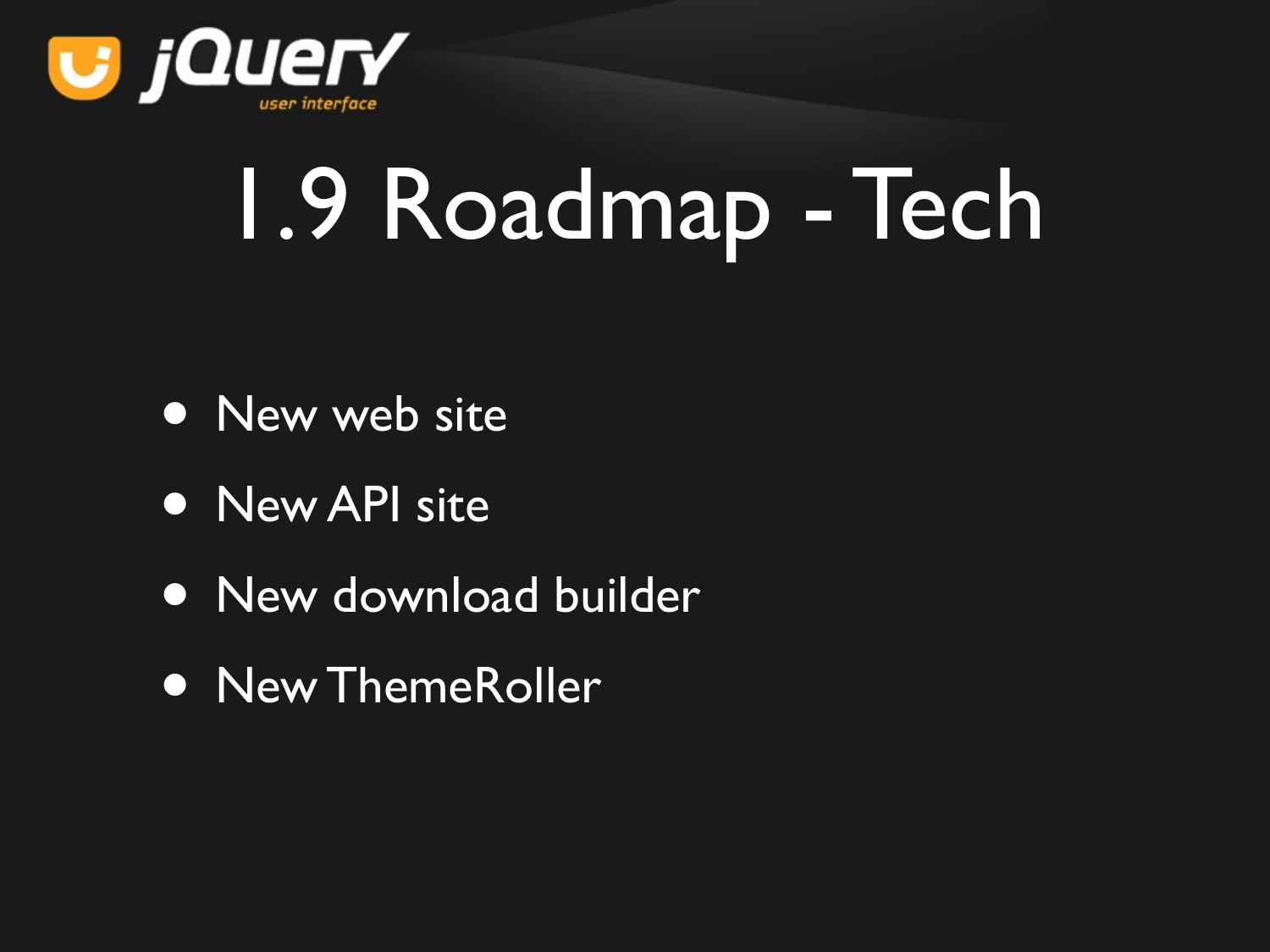# 1.9 Roadmap - Tech

- New web site
- New API site
- New download builder
- New ThemeRoller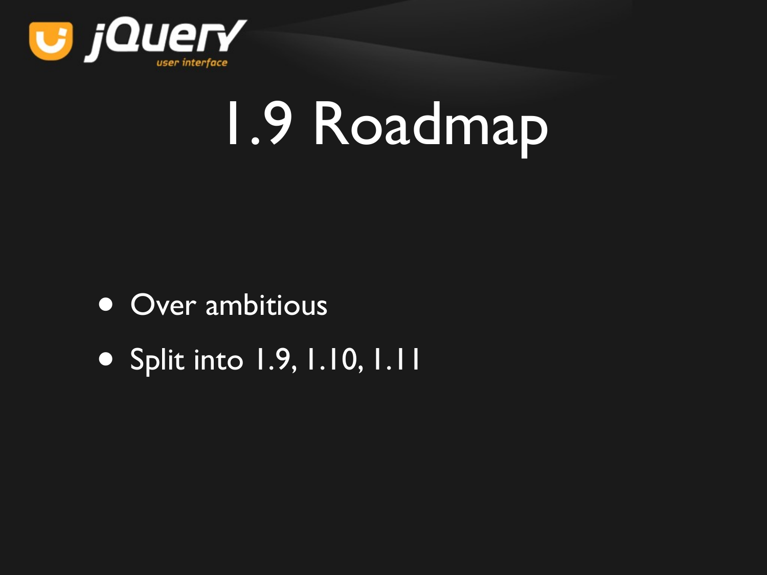jQuery user interface

# 1.9 Roadmap

- Over ambitious
- Split into 1.9, 1.10, 1.11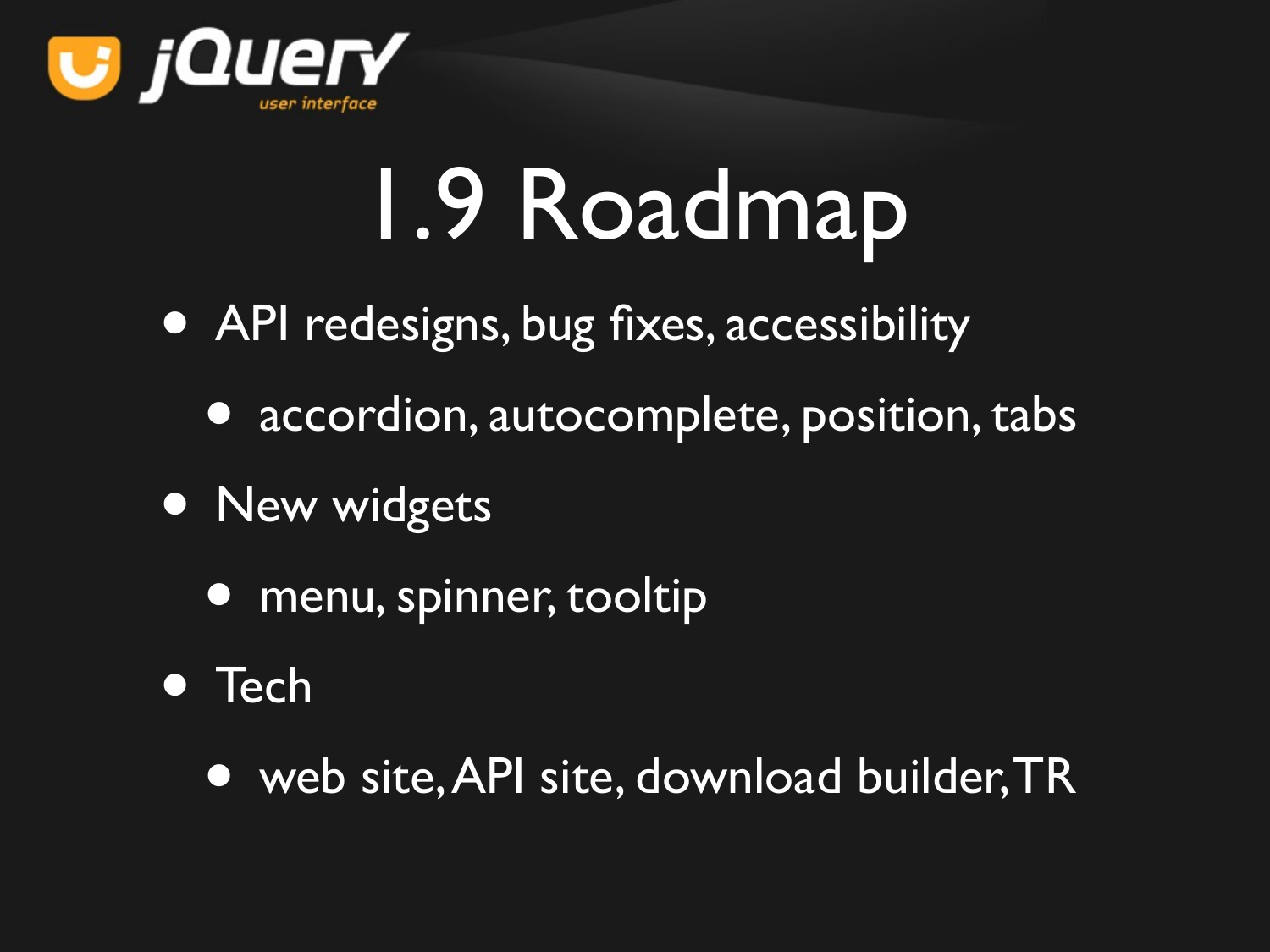# 1.9 Roadmap

- API redesigns, bug fixes, accessibility
  - accordion, autocomplete, position, tabs
- New widgets
  - menu, spinner, tooltip
- Tech
  - web site, API site, download builder, TR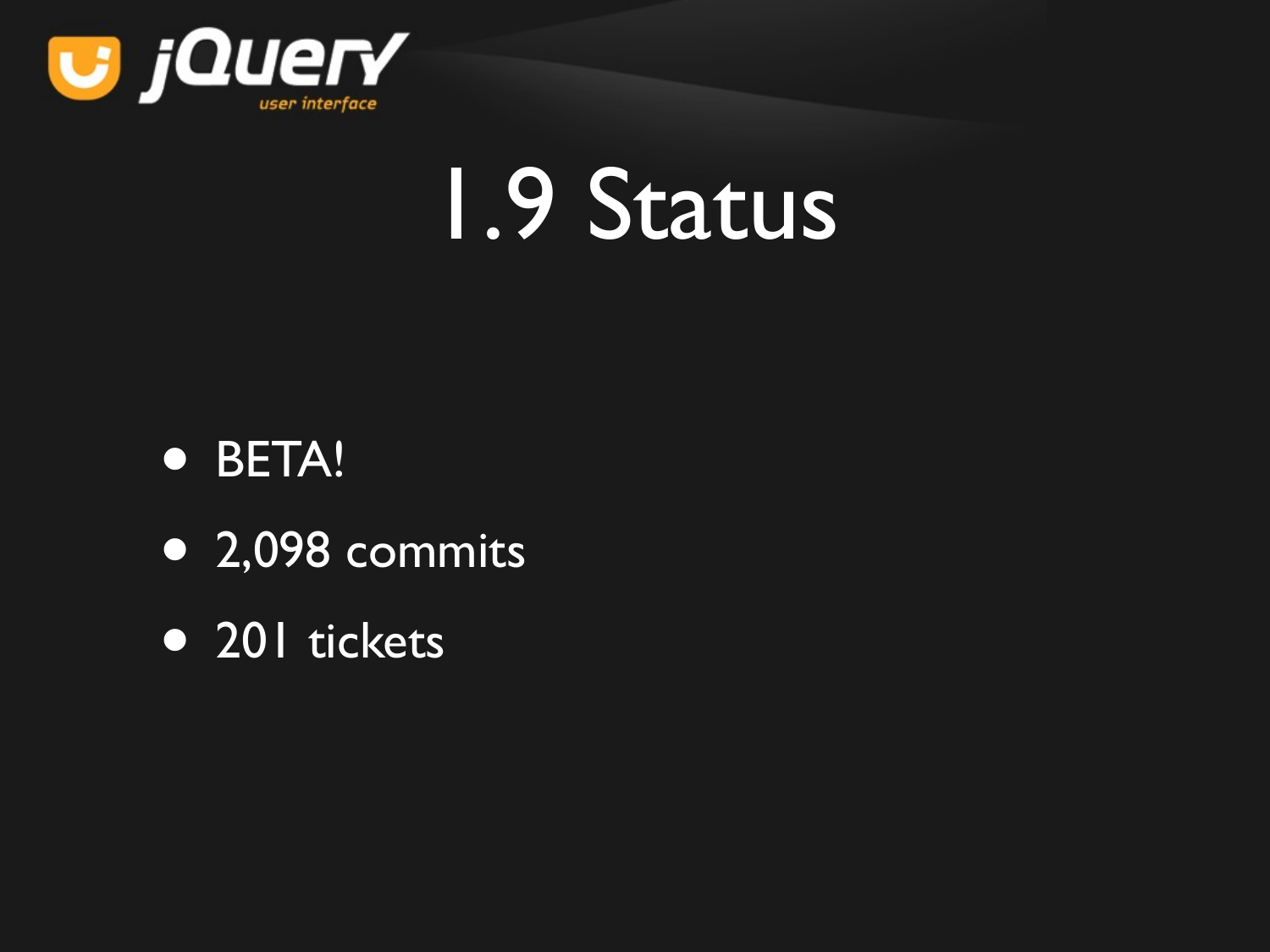# 1.9 Status

- BETA!
- 2,098 commits
- 201 tickets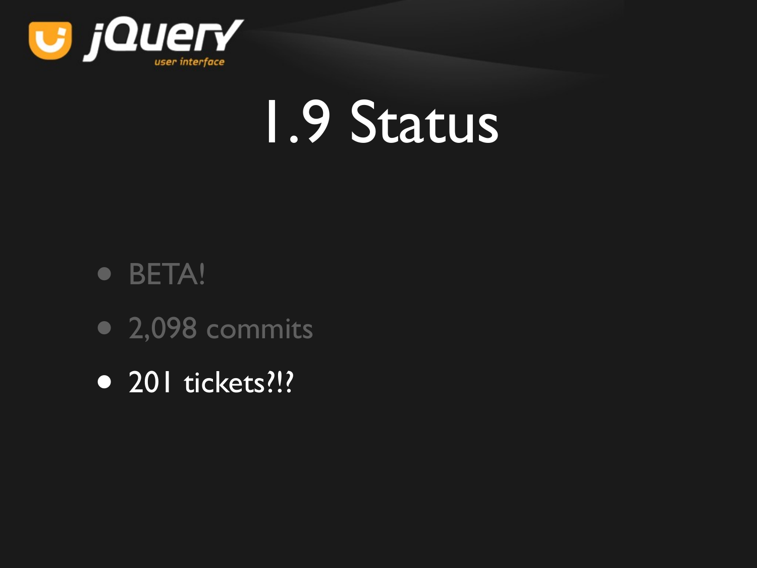# 1.9 Status

- BETA!
- 2,098 commits
- 201 tickets?!?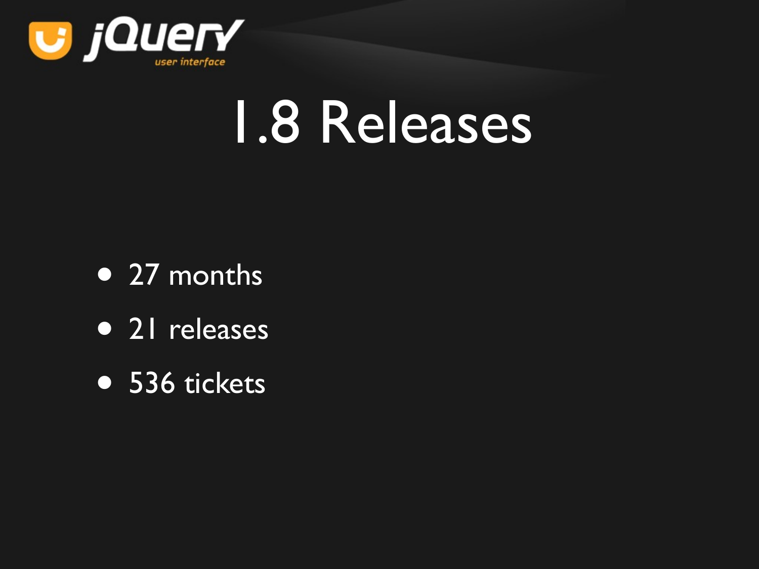# 1.8 Releases

- 27 months
- 21 releases
- 536 tickets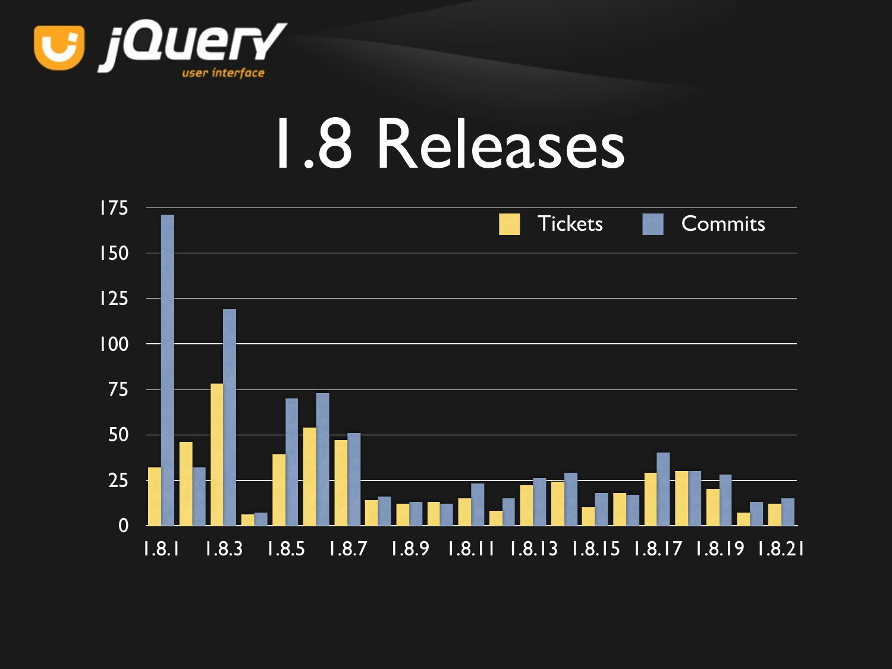# 1.8 Releases

| Release | Tickets | Commits |
|---|---|---|
| 1.8.1 | 32 | 171 |
| 1.8.2 | 46 | 32 |
| 1.8.3 | 78 | 119 |
| 1.8.4 | 6 | 7 |
| 1.8.5 | 39 | 70 |
| 1.8.6 | 54 | 73 |
| 1.8.7 | 47 | 51 |
| 1.8.8 | 14 | 16 |
| 1.8.9 | 12 | 13 |
| 1.8.10 | 13 | 12 |
| 1.8.11 | 15 | 23 |
| 1.8.12 | 8 | 15 |
| 1.8.13 | 22 | 26 |
| 1.8.14 | 24 | 29 |
| 1.8.15 | 10 | 18 |
| 1.8.16 | 18 | 17 |
| 1.8.17 | 29 | 40 |
| 1.8.18 | 30 | 30 |
| 1.8.19 | 20 | 28 |
| 1.8.20 | 7 | 13 |
| 1.8.21 | 12 | 15 |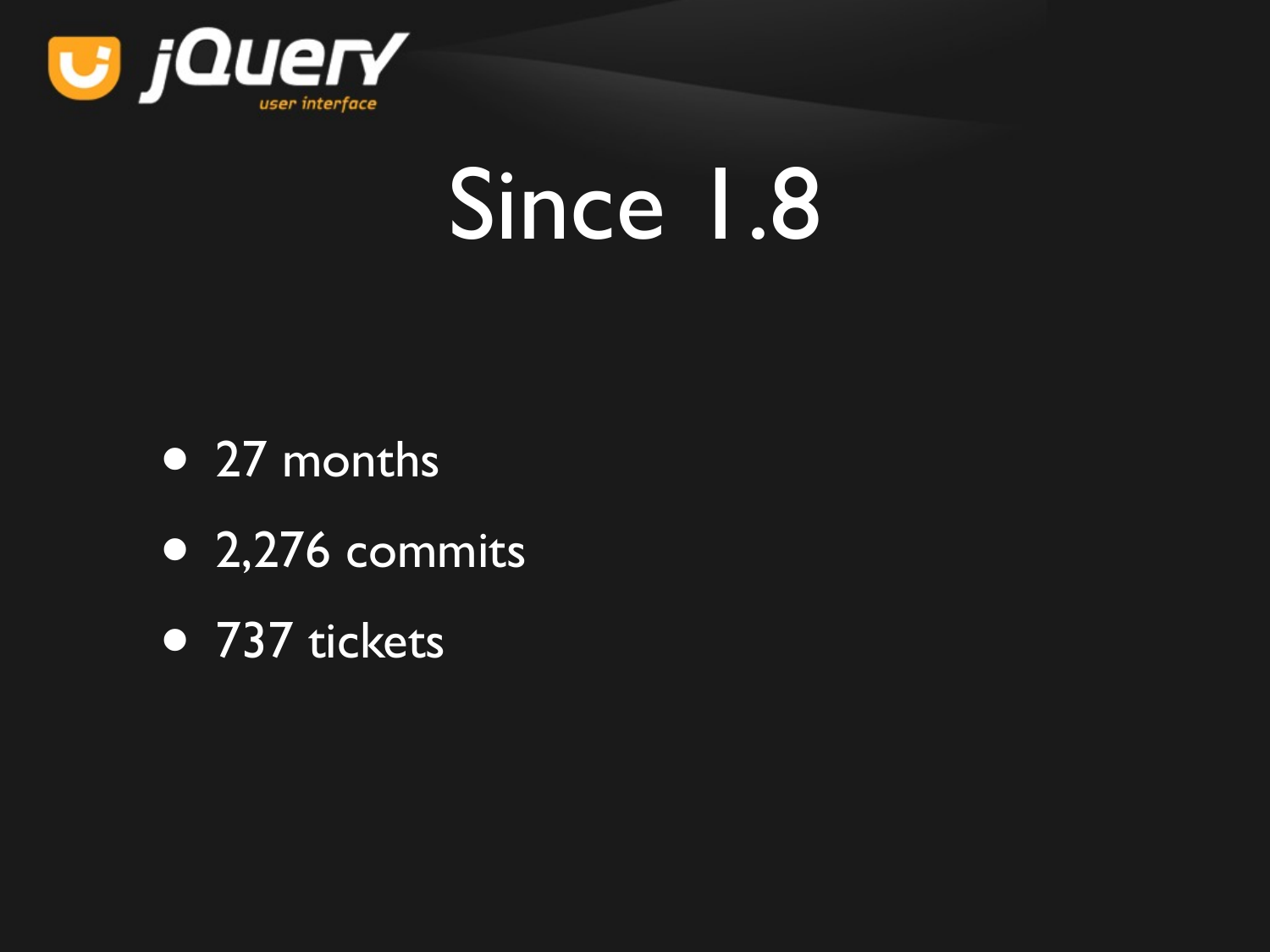# Since 1.8

- 27 months
- 2,276 commits
- 737 tickets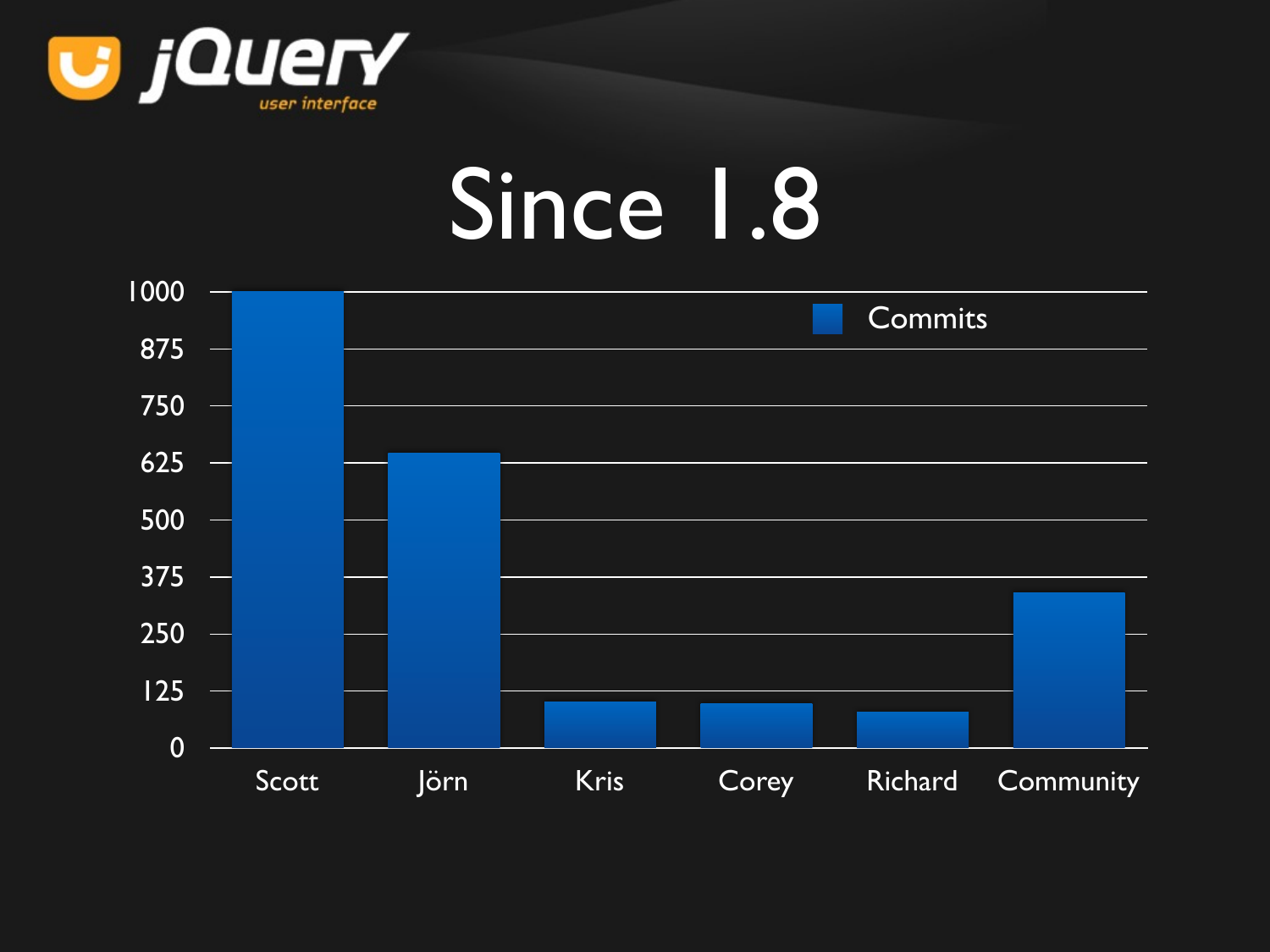jQuery user interface

# Since 1.8

Commits

| | Commits |
| --- | --- |
| Scott | 1000 |
| Jörn | 645 |
| Kris | 100 |
| Corey | 97 |
| Richard | 78 |
| Community | 340 |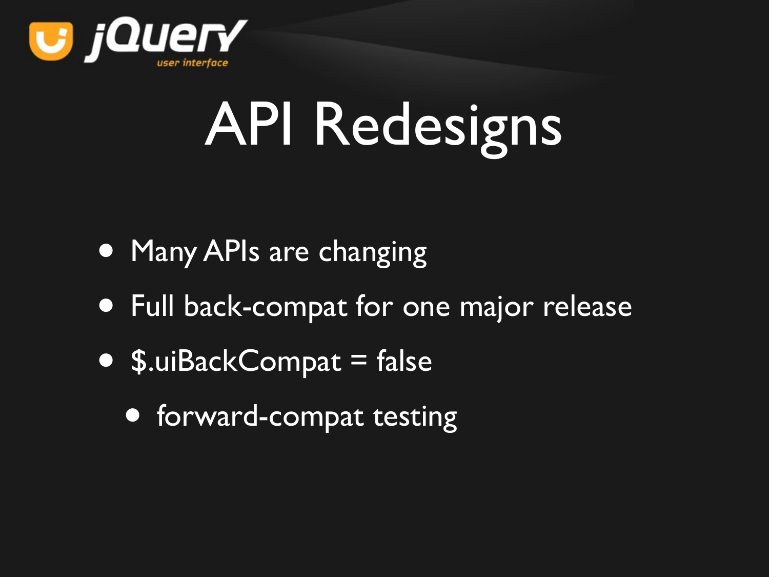# API Redesigns

- Many APIs are changing
- Full back-compat for one major release
- $.uiBackCompat = false
  - forward-compat testing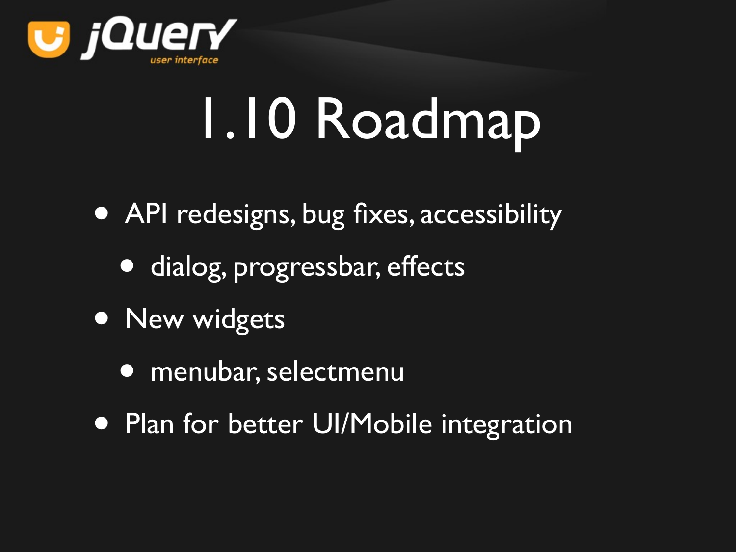# 1.10 Roadmap

- API redesigns, bug fixes, accessibility
  - dialog, progressbar, effects
- New widgets
  - menubar, selectmenu
- Plan for better UI/Mobile integration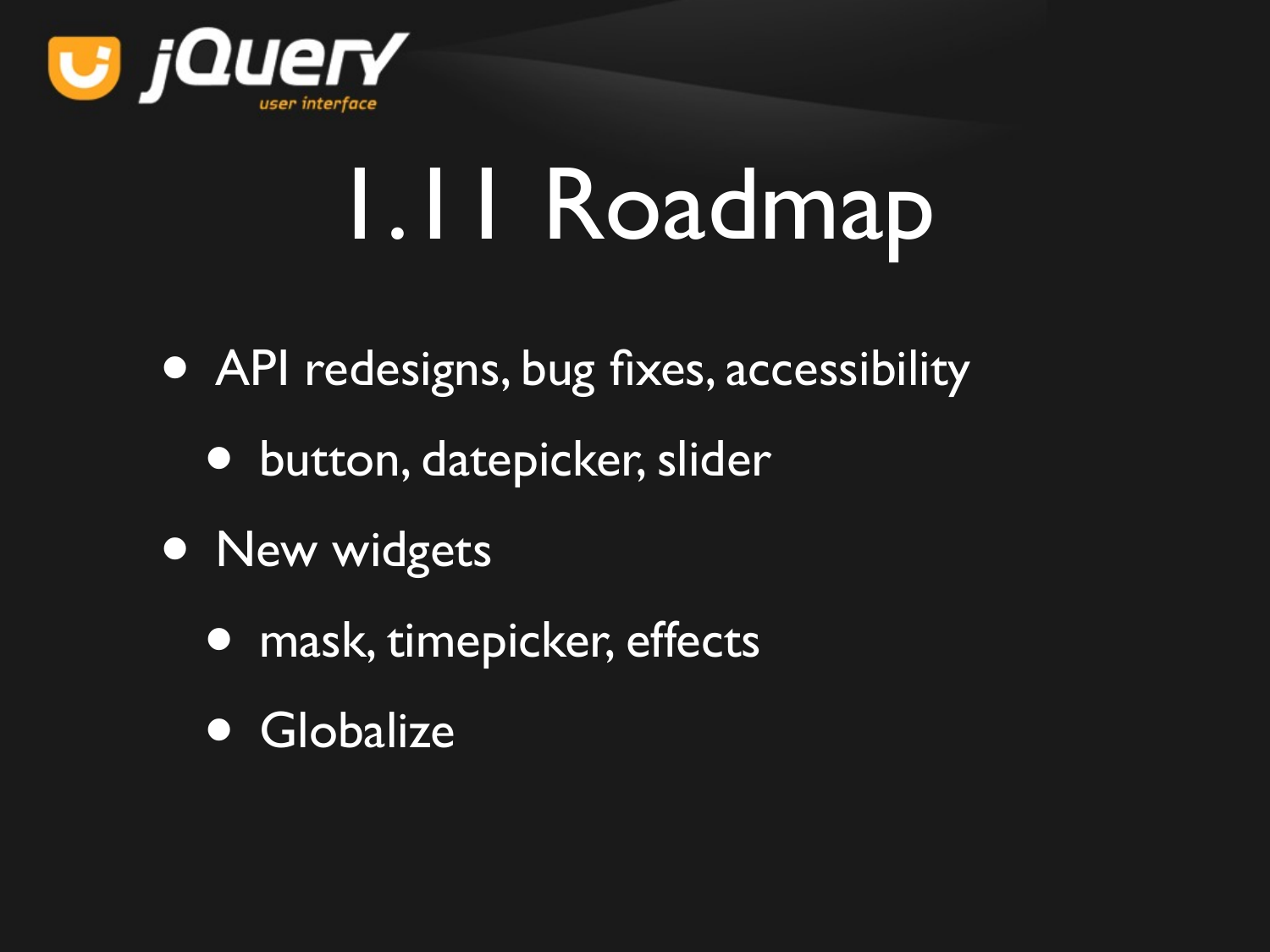# 1.11 Roadmap

- API redesigns, bug fixes, accessibility
  - button, datepicker, slider
- New widgets
  - mask, timepicker, effects
  - Globalize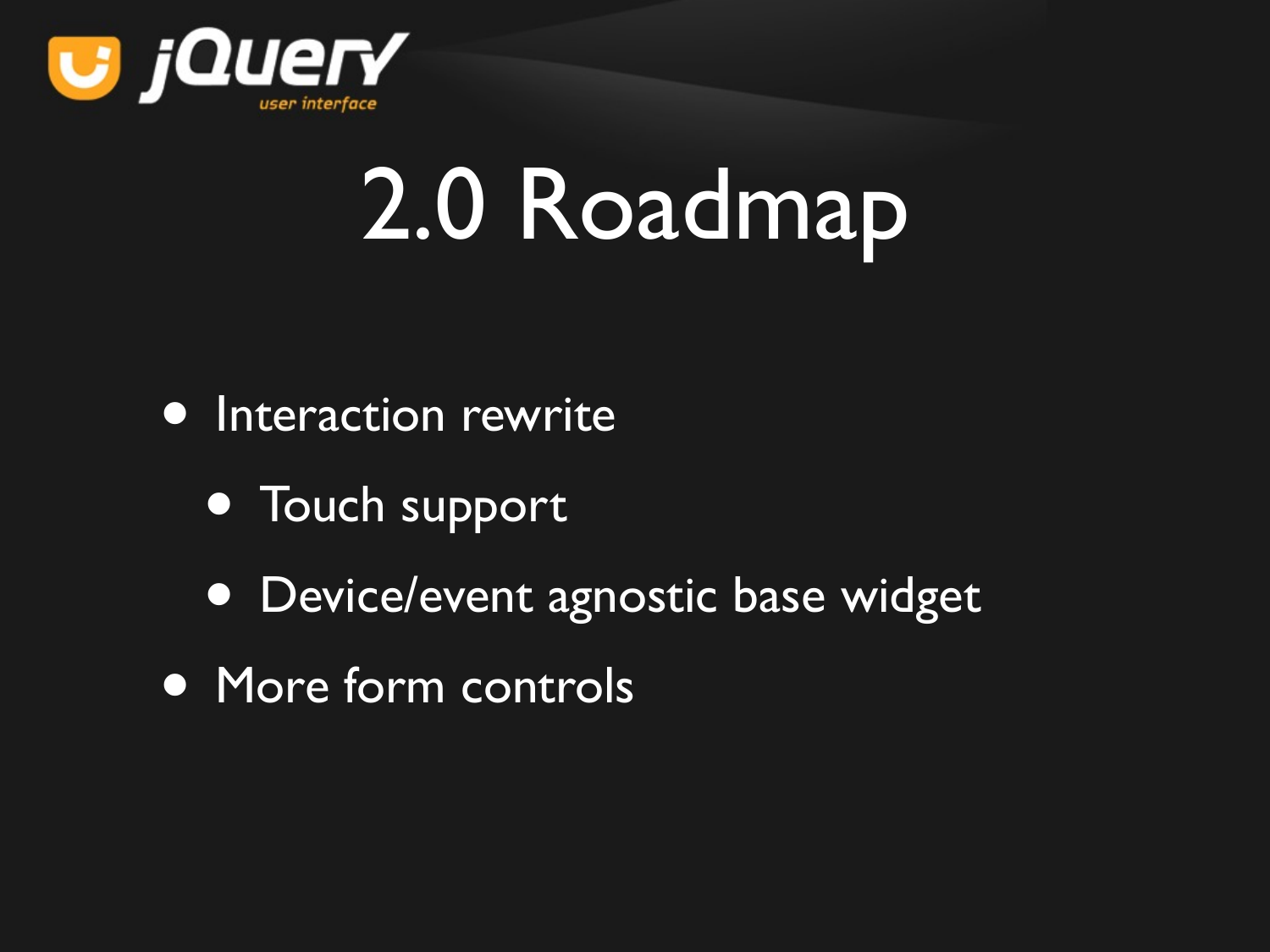# 2.0 Roadmap

- Interaction rewrite
  - Touch support
  - Device/event agnostic base widget
- More form controls